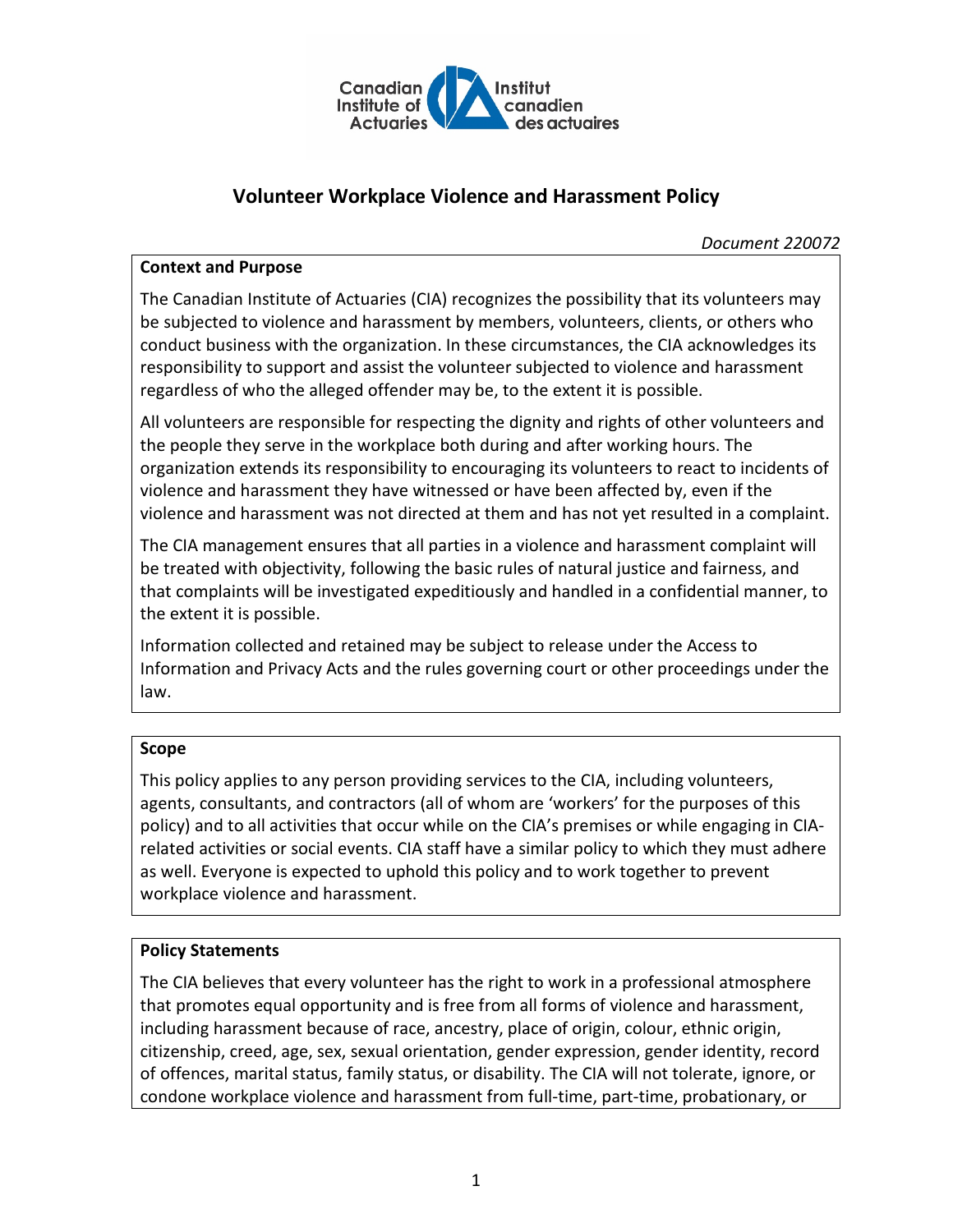Canadian Institute of Actuaries / Institut canadien des actuaires

# Volunteer Workplace Violence and Harassment Policy

*Document 220072*

### Context and Purpose

The Canadian Institute of Actuaries (CIA) recognizes the possibility that its volunteers may be subjected to violence and harassment by members, volunteers, clients, or others who conduct business with the organization. In these circumstances, the CIA acknowledges its responsibility to support and assist the volunteer subjected to violence and harassment regardless of who the alleged offender may be, to the extent it is possible.

All volunteers are responsible for respecting the dignity and rights of other volunteers and the people they serve in the workplace both during and after working hours. The organization extends its responsibility to encouraging its volunteers to react to incidents of violence and harassment they have witnessed or have been affected by, even if the violence and harassment was not directed at them and has not yet resulted in a complaint.

The CIA management ensures that all parties in a violence and harassment complaint will be treated with objectivity, following the basic rules of natural justice and fairness, and that complaints will be investigated expeditiously and handled in a confidential manner, to the extent it is possible.

Information collected and retained may be subject to release under the Access to Information and Privacy Acts and the rules governing court or other proceedings under the law.

### Scope

This policy applies to any person providing services to the CIA, including volunteers, agents, consultants, and contractors (all of whom are 'workers' for the purposes of this policy) and to all activities that occur while on the CIA's premises or while engaging in CIA-related activities or social events. CIA staff have a similar policy to which they must adhere as well. Everyone is expected to uphold this policy and to work together to prevent workplace violence and harassment.

### Policy Statements

The CIA believes that every volunteer has the right to work in a professional atmosphere that promotes equal opportunity and is free from all forms of violence and harassment, including harassment because of race, ancestry, place of origin, colour, ethnic origin, citizenship, creed, age, sex, sexual orientation, gender expression, gender identity, record of offences, marital status, family status, or disability. The CIA will not tolerate, ignore, or condone workplace violence and harassment from full-time, part-time, probationary, or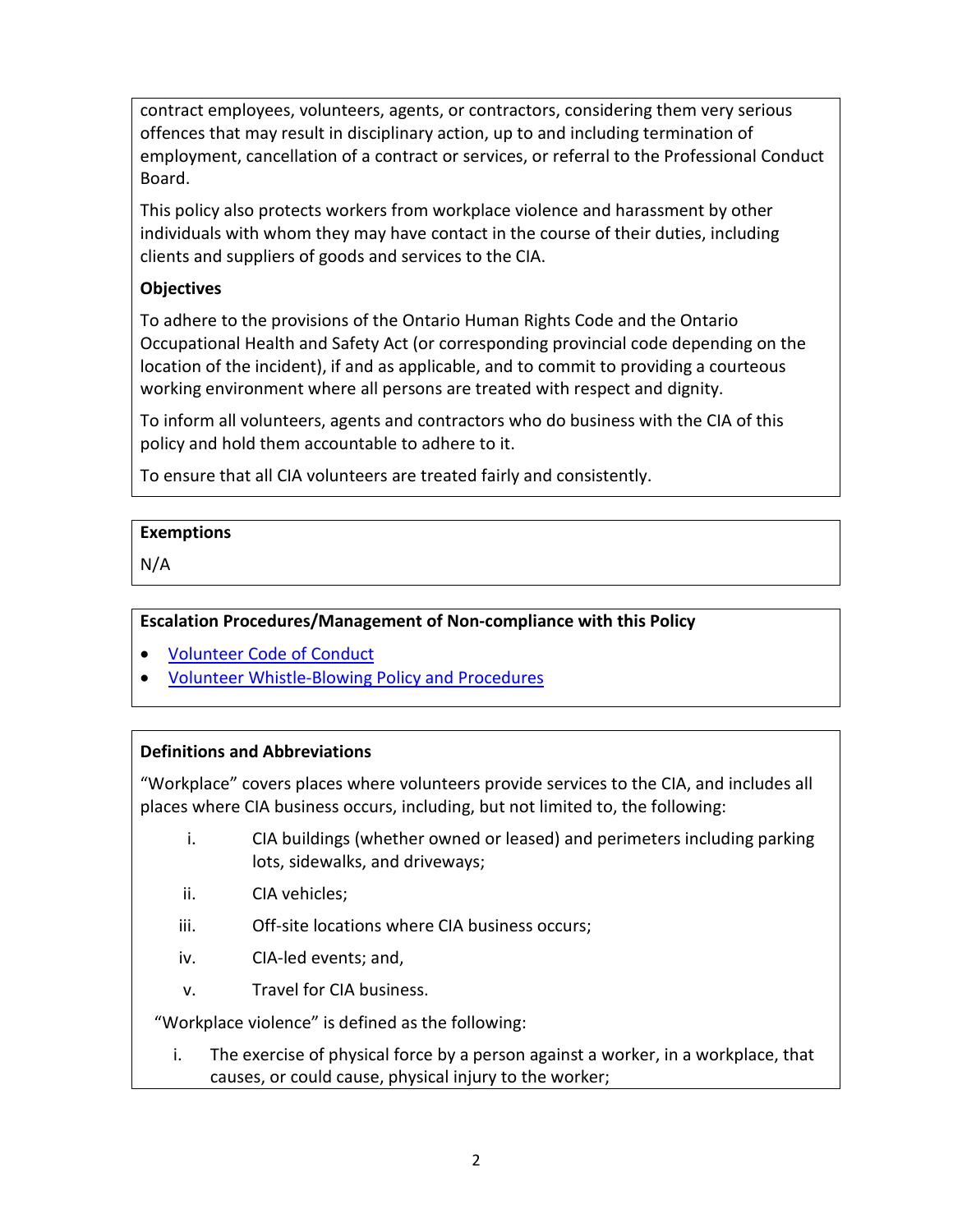contract employees, volunteers, agents, or contractors, considering them very serious offences that may result in disciplinary action, up to and including termination of employment, cancellation of a contract or services, or referral to the Professional Conduct Board.

This policy also protects workers from workplace violence and harassment by other individuals with whom they may have contact in the course of their duties, including clients and suppliers of goods and services to the CIA.

**Objectives**

To adhere to the provisions of the Ontario Human Rights Code and the Ontario Occupational Health and Safety Act (or corresponding provincial code depending on the location of the incident), if and as applicable, and to commit to providing a courteous working environment where all persons are treated with respect and dignity.

To inform all volunteers, agents and contractors who do business with the CIA of this policy and hold them accountable to adhere to it.

To ensure that all CIA volunteers are treated fairly and consistently.

**Exemptions**

N/A

**Escalation Procedures/Management of Non-compliance with this Policy**

- Volunteer Code of Conduct
- Volunteer Whistle-Blowing Policy and Procedures

**Definitions and Abbreviations**

"Workplace" covers places where volunteers provide services to the CIA, and includes all places where CIA business occurs, including, but not limited to, the following:

i. CIA buildings (whether owned or leased) and perimeters including parking lots, sidewalks, and driveways;

ii. CIA vehicles;

iii. Off-site locations where CIA business occurs;

iv. CIA-led events; and,

v. Travel for CIA business.

"Workplace violence" is defined as the following:

i. The exercise of physical force by a person against a worker, in a workplace, that causes, or could cause, physical injury to the worker;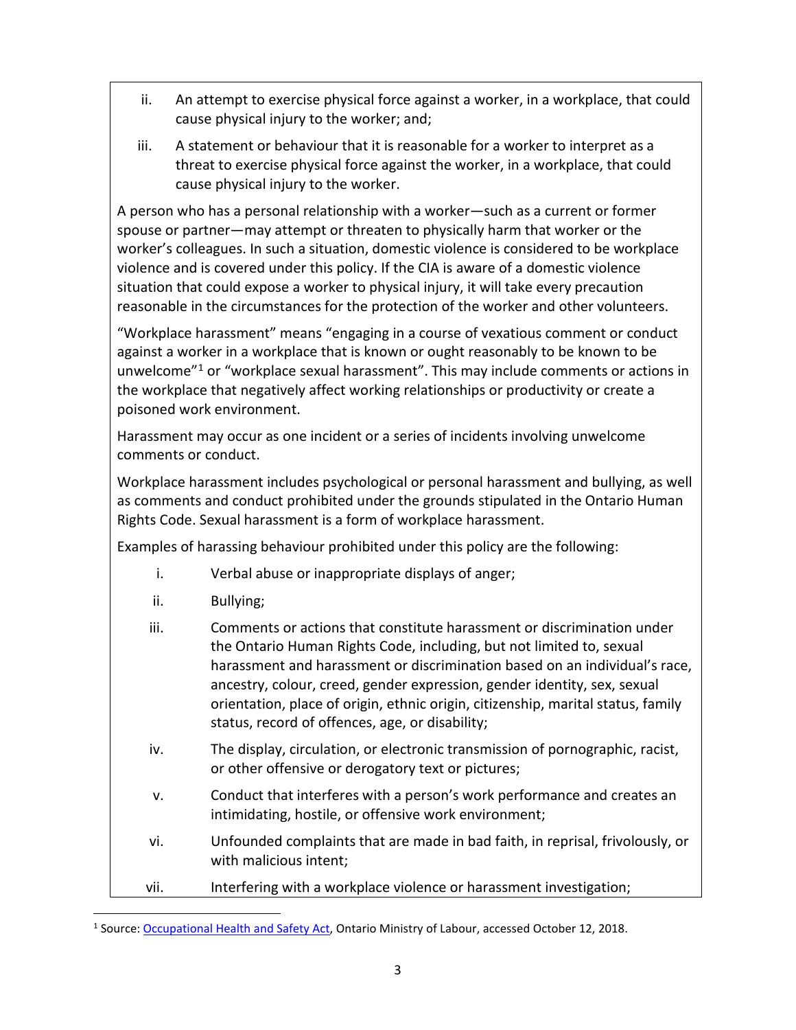ii. An attempt to exercise physical force against a worker, in a workplace, that could cause physical injury to the worker; and;

iii. A statement or behaviour that it is reasonable for a worker to interpret as a threat to exercise physical force against the worker, in a workplace, that could cause physical injury to the worker.

A person who has a personal relationship with a worker—such as a current or former spouse or partner—may attempt or threaten to physically harm that worker or the worker's colleagues. In such a situation, domestic violence is considered to be workplace violence and is covered under this policy. If the CIA is aware of a domestic violence situation that could expose a worker to physical injury, it will take every precaution reasonable in the circumstances for the protection of the worker and other volunteers.

"Workplace harassment" means "engaging in a course of vexatious comment or conduct against a worker in a workplace that is known or ought reasonably to be known to be unwelcome"[1] or "workplace sexual harassment". This may include comments or actions in the workplace that negatively affect working relationships or productivity or create a poisoned work environment.

Harassment may occur as one incident or a series of incidents involving unwelcome comments or conduct.

Workplace harassment includes psychological or personal harassment and bullying, as well as comments and conduct prohibited under the grounds stipulated in the Ontario Human Rights Code. Sexual harassment is a form of workplace harassment.

Examples of harassing behaviour prohibited under this policy are the following:

i. Verbal abuse or inappropriate displays of anger;

ii. Bullying;

iii. Comments or actions that constitute harassment or discrimination under the Ontario Human Rights Code, including, but not limited to, sexual harassment and harassment or discrimination based on an individual's race, ancestry, colour, creed, gender expression, gender identity, sex, sexual orientation, place of origin, ethnic origin, citizenship, marital status, family status, record of offences, age, or disability;

iv. The display, circulation, or electronic transmission of pornographic, racist, or other offensive or derogatory text or pictures;

v. Conduct that interferes with a person's work performance and creates an intimidating, hostile, or offensive work environment;

vi. Unfounded complaints that are made in bad faith, in reprisal, frivolously, or with malicious intent;

vii. Interfering with a workplace violence or harassment investigation;

---

[1] Source: Occupational Health and Safety Act, Ontario Ministry of Labour, accessed October 12, 2018.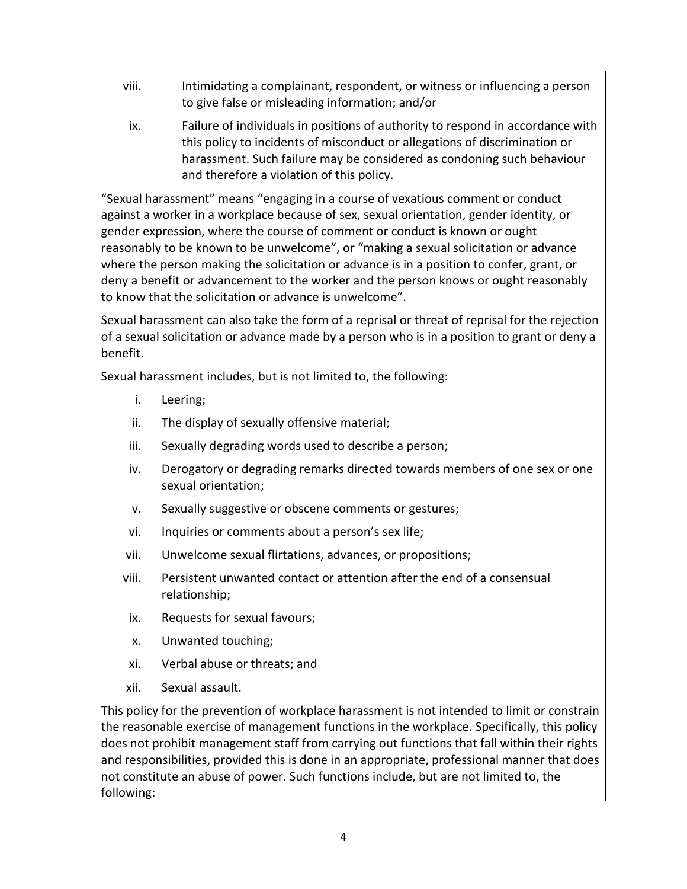viii. Intimidating a complainant, respondent, or witness or influencing a person to give false or misleading information; and/or

ix. Failure of individuals in positions of authority to respond in accordance with this policy to incidents of misconduct or allegations of discrimination or harassment. Such failure may be considered as condoning such behaviour and therefore a violation of this policy.

"Sexual harassment" means "engaging in a course of vexatious comment or conduct against a worker in a workplace because of sex, sexual orientation, gender identity, or gender expression, where the course of comment or conduct is known or ought reasonably to be known to be unwelcome", or "making a sexual solicitation or advance where the person making the solicitation or advance is in a position to confer, grant, or deny a benefit or advancement to the worker and the person knows or ought reasonably to know that the solicitation or advance is unwelcome".

Sexual harassment can also take the form of a reprisal or threat of reprisal for the rejection of a sexual solicitation or advance made by a person who is in a position to grant or deny a benefit.

Sexual harassment includes, but is not limited to, the following:

i. Leering;

ii. The display of sexually offensive material;

iii. Sexually degrading words used to describe a person;

iv. Derogatory or degrading remarks directed towards members of one sex or one sexual orientation;

v. Sexually suggestive or obscene comments or gestures;

vi. Inquiries or comments about a person's sex life;

vii. Unwelcome sexual flirtations, advances, or propositions;

viii. Persistent unwanted contact or attention after the end of a consensual relationship;

ix. Requests for sexual favours;

x. Unwanted touching;

xi. Verbal abuse or threats; and

xii. Sexual assault.

This policy for the prevention of workplace harassment is not intended to limit or constrain the reasonable exercise of management functions in the workplace. Specifically, this policy does not prohibit management staff from carrying out functions that fall within their rights and responsibilities, provided this is done in an appropriate, professional manner that does not constitute an abuse of power. Such functions include, but are not limited to, the following: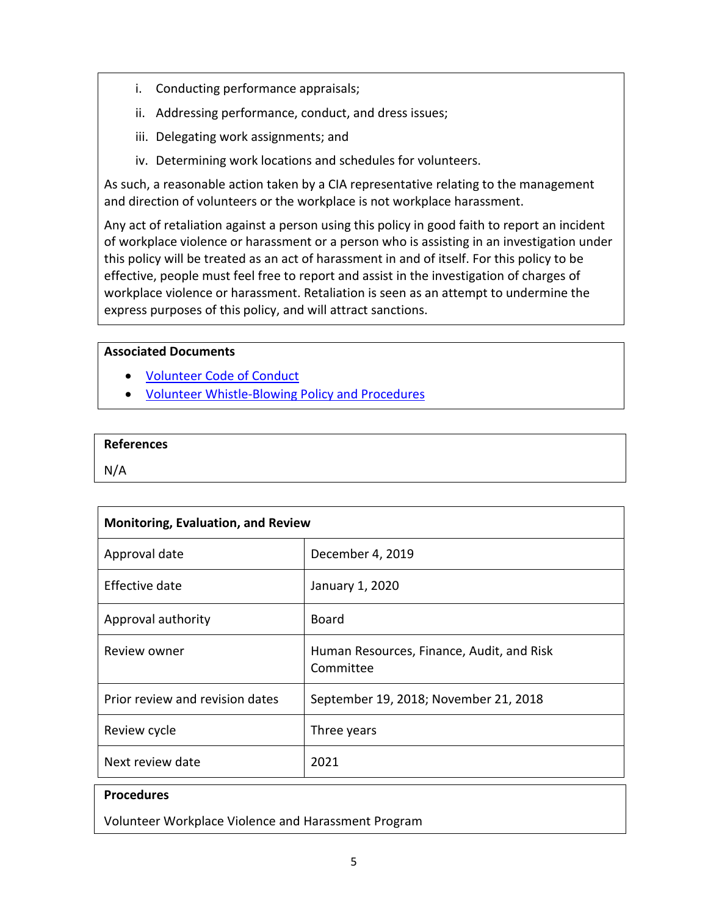i. Conducting performance appraisals;
ii. Addressing performance, conduct, and dress issues;
iii. Delegating work assignments; and
iv. Determining work locations and schedules for volunteers.

As such, a reasonable action taken by a CIA representative relating to the management and direction of volunteers or the workplace is not workplace harassment.

Any act of retaliation against a person using this policy in good faith to report an incident of workplace violence or harassment or a person who is assisting in an investigation under this policy will be treated as an act of harassment in and of itself. For this policy to be effective, people must feel free to report and assist in the investigation of charges of workplace violence or harassment. Retaliation is seen as an attempt to undermine the express purposes of this policy, and will attract sanctions.

**Associated Documents**

- Volunteer Code of Conduct
- Volunteer Whistle-Blowing Policy and Procedures

**References**

N/A

| Monitoring, Evaluation, and Review | |
|---|---|
| Approval date | December 4, 2019 |
| Effective date | January 1, 2020 |
| Approval authority | Board |
| Review owner | Human Resources, Finance, Audit, and Risk Committee |
| Prior review and revision dates | September 19, 2018; November 21, 2018 |
| Review cycle | Three years |
| Next review date | 2021 |

**Procedures**

Volunteer Workplace Violence and Harassment Program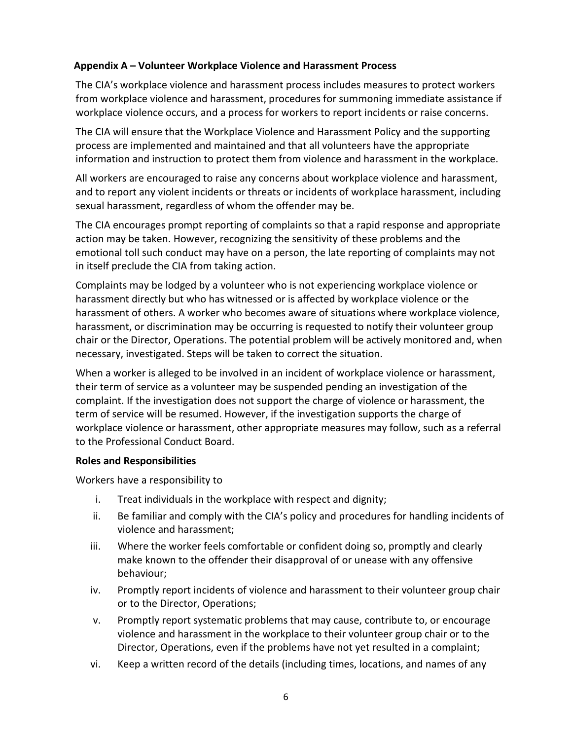**Appendix A – Volunteer Workplace Violence and Harassment Process**

The CIA's workplace violence and harassment process includes measures to protect workers from workplace violence and harassment, procedures for summoning immediate assistance if workplace violence occurs, and a process for workers to report incidents or raise concerns.

The CIA will ensure that the Workplace Violence and Harassment Policy and the supporting process are implemented and maintained and that all volunteers have the appropriate information and instruction to protect them from violence and harassment in the workplace.

All workers are encouraged to raise any concerns about workplace violence and harassment, and to report any violent incidents or threats or incidents of workplace harassment, including sexual harassment, regardless of whom the offender may be.

The CIA encourages prompt reporting of complaints so that a rapid response and appropriate action may be taken. However, recognizing the sensitivity of these problems and the emotional toll such conduct may have on a person, the late reporting of complaints may not in itself preclude the CIA from taking action.

Complaints may be lodged by a volunteer who is not experiencing workplace violence or harassment directly but who has witnessed or is affected by workplace violence or the harassment of others. A worker who becomes aware of situations where workplace violence, harassment, or discrimination may be occurring is requested to notify their volunteer group chair or the Director, Operations. The potential problem will be actively monitored and, when necessary, investigated. Steps will be taken to correct the situation.

When a worker is alleged to be involved in an incident of workplace violence or harassment, their term of service as a volunteer may be suspended pending an investigation of the complaint. If the investigation does not support the charge of violence or harassment, the term of service will be resumed. However, if the investigation supports the charge of workplace violence or harassment, other appropriate measures may follow, such as a referral to the Professional Conduct Board.

**Roles and Responsibilities**

Workers have a responsibility to

i. Treat individuals in the workplace with respect and dignity;
ii. Be familiar and comply with the CIA's policy and procedures for handling incidents of violence and harassment;
iii. Where the worker feels comfortable or confident doing so, promptly and clearly make known to the offender their disapproval of or unease with any offensive behaviour;
iv. Promptly report incidents of violence and harassment to their volunteer group chair or to the Director, Operations;
v. Promptly report systematic problems that may cause, contribute to, or encourage violence and harassment in the workplace to their volunteer group chair or to the Director, Operations, even if the problems have not yet resulted in a complaint;
vi. Keep a written record of the details (including times, locations, and names of any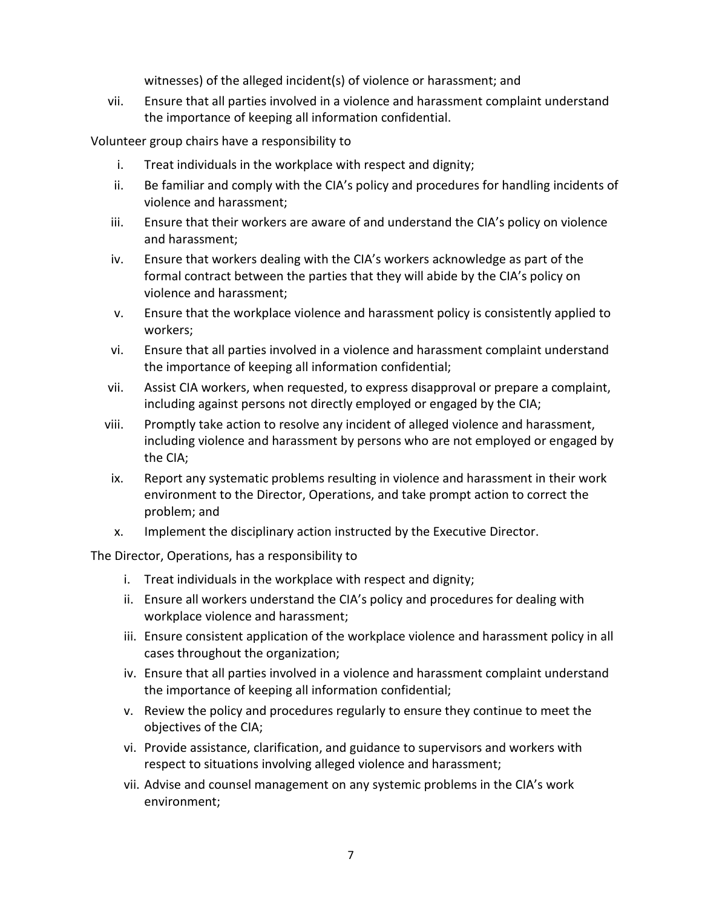witnesses) of the alleged incident(s) of violence or harassment; and

vii. Ensure that all parties involved in a violence and harassment complaint understand the importance of keeping all information confidential.

Volunteer group chairs have a responsibility to

i. Treat individuals in the workplace with respect and dignity;
ii. Be familiar and comply with the CIA's policy and procedures for handling incidents of violence and harassment;
iii. Ensure that their workers are aware of and understand the CIA's policy on violence and harassment;
iv. Ensure that workers dealing with the CIA's workers acknowledge as part of the formal contract between the parties that they will abide by the CIA's policy on violence and harassment;
v. Ensure that the workplace violence and harassment policy is consistently applied to workers;
vi. Ensure that all parties involved in a violence and harassment complaint understand the importance of keeping all information confidential;
vii. Assist CIA workers, when requested, to express disapproval or prepare a complaint, including against persons not directly employed or engaged by the CIA;
viii. Promptly take action to resolve any incident of alleged violence and harassment, including violence and harassment by persons who are not employed or engaged by the CIA;
ix. Report any systematic problems resulting in violence and harassment in their work environment to the Director, Operations, and take prompt action to correct the problem; and
x. Implement the disciplinary action instructed by the Executive Director.

The Director, Operations, has a responsibility to

i. Treat individuals in the workplace with respect and dignity;
ii. Ensure all workers understand the CIA's policy and procedures for dealing with workplace violence and harassment;
iii. Ensure consistent application of the workplace violence and harassment policy in all cases throughout the organization;
iv. Ensure that all parties involved in a violence and harassment complaint understand the importance of keeping all information confidential;
v. Review the policy and procedures regularly to ensure they continue to meet the objectives of the CIA;
vi. Provide assistance, clarification, and guidance to supervisors and workers with respect to situations involving alleged violence and harassment;
vii. Advise and counsel management on any systemic problems in the CIA's work environment;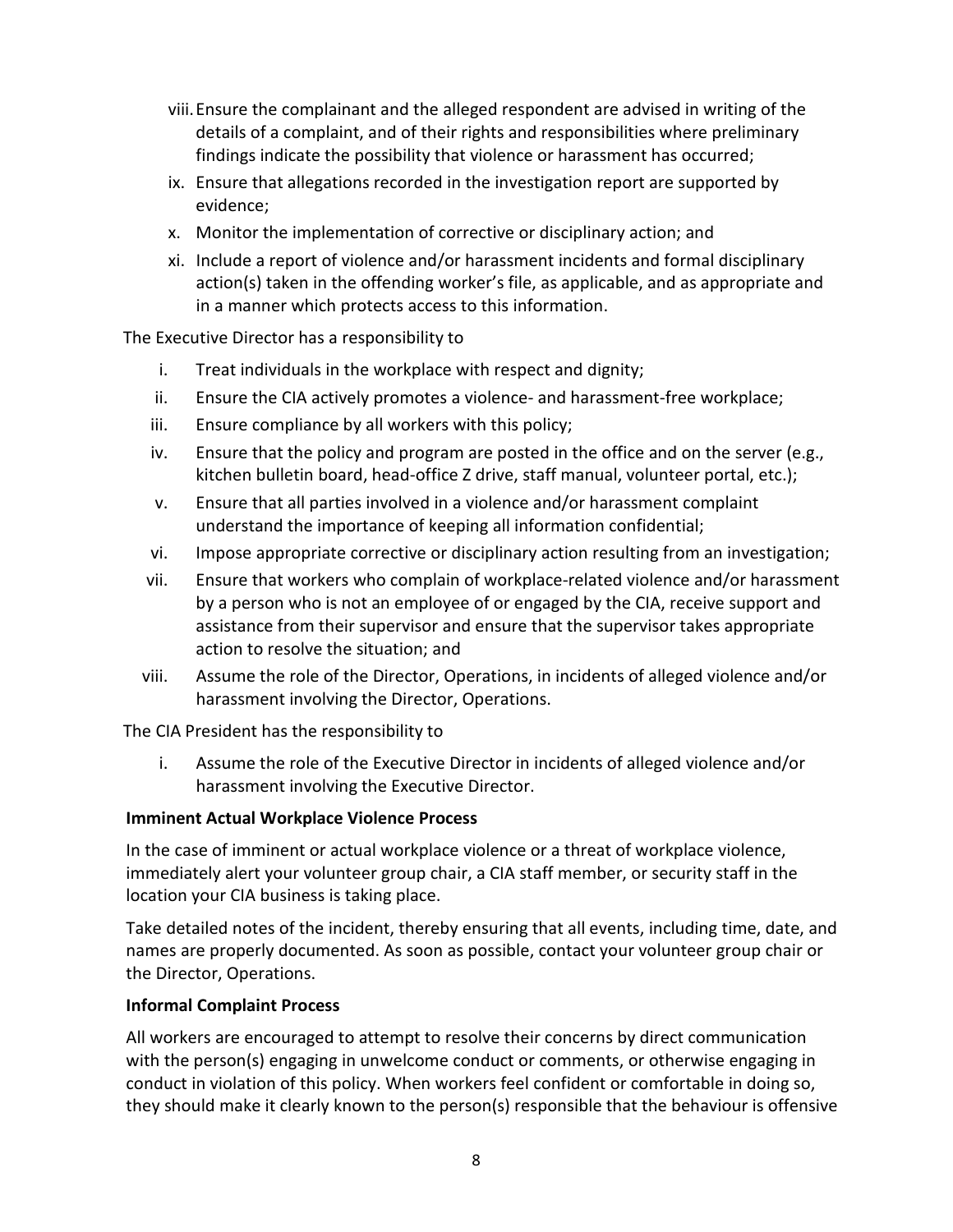viii. Ensure the complainant and the alleged respondent are advised in writing of the details of a complaint, and of their rights and responsibilities where preliminary findings indicate the possibility that violence or harassment has occurred;

ix. Ensure that allegations recorded in the investigation report are supported by evidence;

x. Monitor the implementation of corrective or disciplinary action; and

xi. Include a report of violence and/or harassment incidents and formal disciplinary action(s) taken in the offending worker's file, as applicable, and as appropriate and in a manner which protects access to this information.

The Executive Director has a responsibility to

i. Treat individuals in the workplace with respect and dignity;

ii. Ensure the CIA actively promotes a violence- and harassment-free workplace;

iii. Ensure compliance by all workers with this policy;

iv. Ensure that the policy and program are posted in the office and on the server (e.g., kitchen bulletin board, head-office Z drive, staff manual, volunteer portal, etc.);

v. Ensure that all parties involved in a violence and/or harassment complaint understand the importance of keeping all information confidential;

vi. Impose appropriate corrective or disciplinary action resulting from an investigation;

vii. Ensure that workers who complain of workplace-related violence and/or harassment by a person who is not an employee of or engaged by the CIA, receive support and assistance from their supervisor and ensure that the supervisor takes appropriate action to resolve the situation; and

viii. Assume the role of the Director, Operations, in incidents of alleged violence and/or harassment involving the Director, Operations.

The CIA President has the responsibility to

i. Assume the role of the Executive Director in incidents of alleged violence and/or harassment involving the Executive Director.

**Imminent Actual Workplace Violence Process**

In the case of imminent or actual workplace violence or a threat of workplace violence, immediately alert your volunteer group chair, a CIA staff member, or security staff in the location your CIA business is taking place.

Take detailed notes of the incident, thereby ensuring that all events, including time, date, and names are properly documented. As soon as possible, contact your volunteer group chair or the Director, Operations.

**Informal Complaint Process**

All workers are encouraged to attempt to resolve their concerns by direct communication with the person(s) engaging in unwelcome conduct or comments, or otherwise engaging in conduct in violation of this policy. When workers feel confident or comfortable in doing so, they should make it clearly known to the person(s) responsible that the behaviour is offensive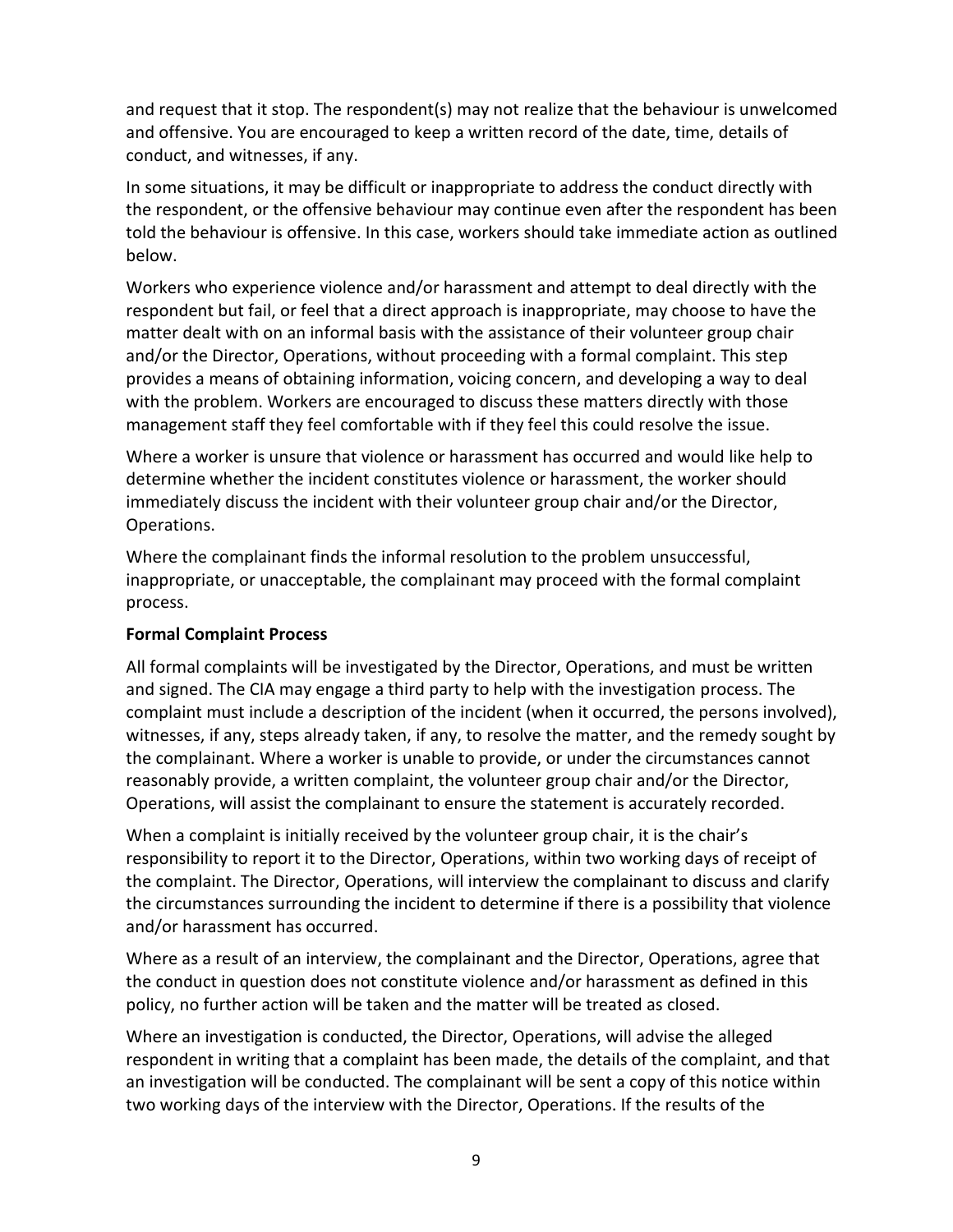and request that it stop. The respondent(s) may not realize that the behaviour is unwelcomed and offensive. You are encouraged to keep a written record of the date, time, details of conduct, and witnesses, if any.

In some situations, it may be difficult or inappropriate to address the conduct directly with the respondent, or the offensive behaviour may continue even after the respondent has been told the behaviour is offensive. In this case, workers should take immediate action as outlined below.

Workers who experience violence and/or harassment and attempt to deal directly with the respondent but fail, or feel that a direct approach is inappropriate, may choose to have the matter dealt with on an informal basis with the assistance of their volunteer group chair and/or the Director, Operations, without proceeding with a formal complaint. This step provides a means of obtaining information, voicing concern, and developing a way to deal with the problem. Workers are encouraged to discuss these matters directly with those management staff they feel comfortable with if they feel this could resolve the issue.

Where a worker is unsure that violence or harassment has occurred and would like help to determine whether the incident constitutes violence or harassment, the worker should immediately discuss the incident with their volunteer group chair and/or the Director, Operations.

Where the complainant finds the informal resolution to the problem unsuccessful, inappropriate, or unacceptable, the complainant may proceed with the formal complaint process.

**Formal Complaint Process**

All formal complaints will be investigated by the Director, Operations, and must be written and signed. The CIA may engage a third party to help with the investigation process. The complaint must include a description of the incident (when it occurred, the persons involved), witnesses, if any, steps already taken, if any, to resolve the matter, and the remedy sought by the complainant. Where a worker is unable to provide, or under the circumstances cannot reasonably provide, a written complaint, the volunteer group chair and/or the Director, Operations, will assist the complainant to ensure the statement is accurately recorded.

When a complaint is initially received by the volunteer group chair, it is the chair's responsibility to report it to the Director, Operations, within two working days of receipt of the complaint. The Director, Operations, will interview the complainant to discuss and clarify the circumstances surrounding the incident to determine if there is a possibility that violence and/or harassment has occurred.

Where as a result of an interview, the complainant and the Director, Operations, agree that the conduct in question does not constitute violence and/or harassment as defined in this policy, no further action will be taken and the matter will be treated as closed.

Where an investigation is conducted, the Director, Operations, will advise the alleged respondent in writing that a complaint has been made, the details of the complaint, and that an investigation will be conducted. The complainant will be sent a copy of this notice within two working days of the interview with the Director, Operations. If the results of the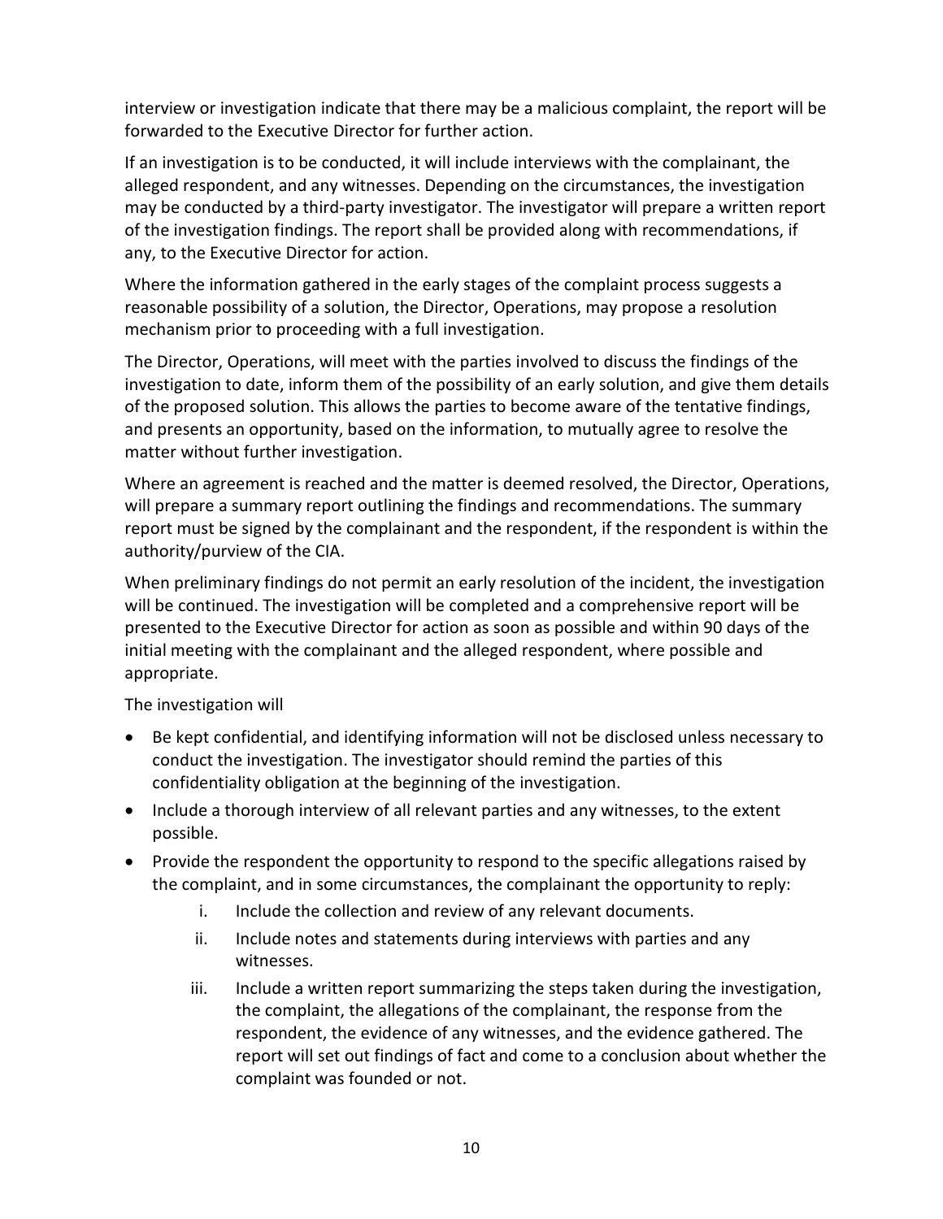interview or investigation indicate that there may be a malicious complaint, the report will be forwarded to the Executive Director for further action.

If an investigation is to be conducted, it will include interviews with the complainant, the alleged respondent, and any witnesses. Depending on the circumstances, the investigation may be conducted by a third-party investigator. The investigator will prepare a written report of the investigation findings. The report shall be provided along with recommendations, if any, to the Executive Director for action.

Where the information gathered in the early stages of the complaint process suggests a reasonable possibility of a solution, the Director, Operations, may propose a resolution mechanism prior to proceeding with a full investigation.

The Director, Operations, will meet with the parties involved to discuss the findings of the investigation to date, inform them of the possibility of an early solution, and give them details of the proposed solution. This allows the parties to become aware of the tentative findings, and presents an opportunity, based on the information, to mutually agree to resolve the matter without further investigation.

Where an agreement is reached and the matter is deemed resolved, the Director, Operations, will prepare a summary report outlining the findings and recommendations. The summary report must be signed by the complainant and the respondent, if the respondent is within the authority/purview of the CIA.

When preliminary findings do not permit an early resolution of the incident, the investigation will be continued. The investigation will be completed and a comprehensive report will be presented to the Executive Director for action as soon as possible and within 90 days of the initial meeting with the complainant and the alleged respondent, where possible and appropriate.

The investigation will

- Be kept confidential, and identifying information will not be disclosed unless necessary to conduct the investigation. The investigator should remind the parties of this confidentiality obligation at the beginning of the investigation.
- Include a thorough interview of all relevant parties and any witnesses, to the extent possible.
- Provide the respondent the opportunity to respond to the specific allegations raised by the complaint, and in some circumstances, the complainant the opportunity to reply:
    i. Include the collection and review of any relevant documents.
    ii. Include notes and statements during interviews with parties and any witnesses.
    iii. Include a written report summarizing the steps taken during the investigation, the complaint, the allegations of the complainant, the response from the respondent, the evidence of any witnesses, and the evidence gathered. The report will set out findings of fact and come to a conclusion about whether the complaint was founded or not.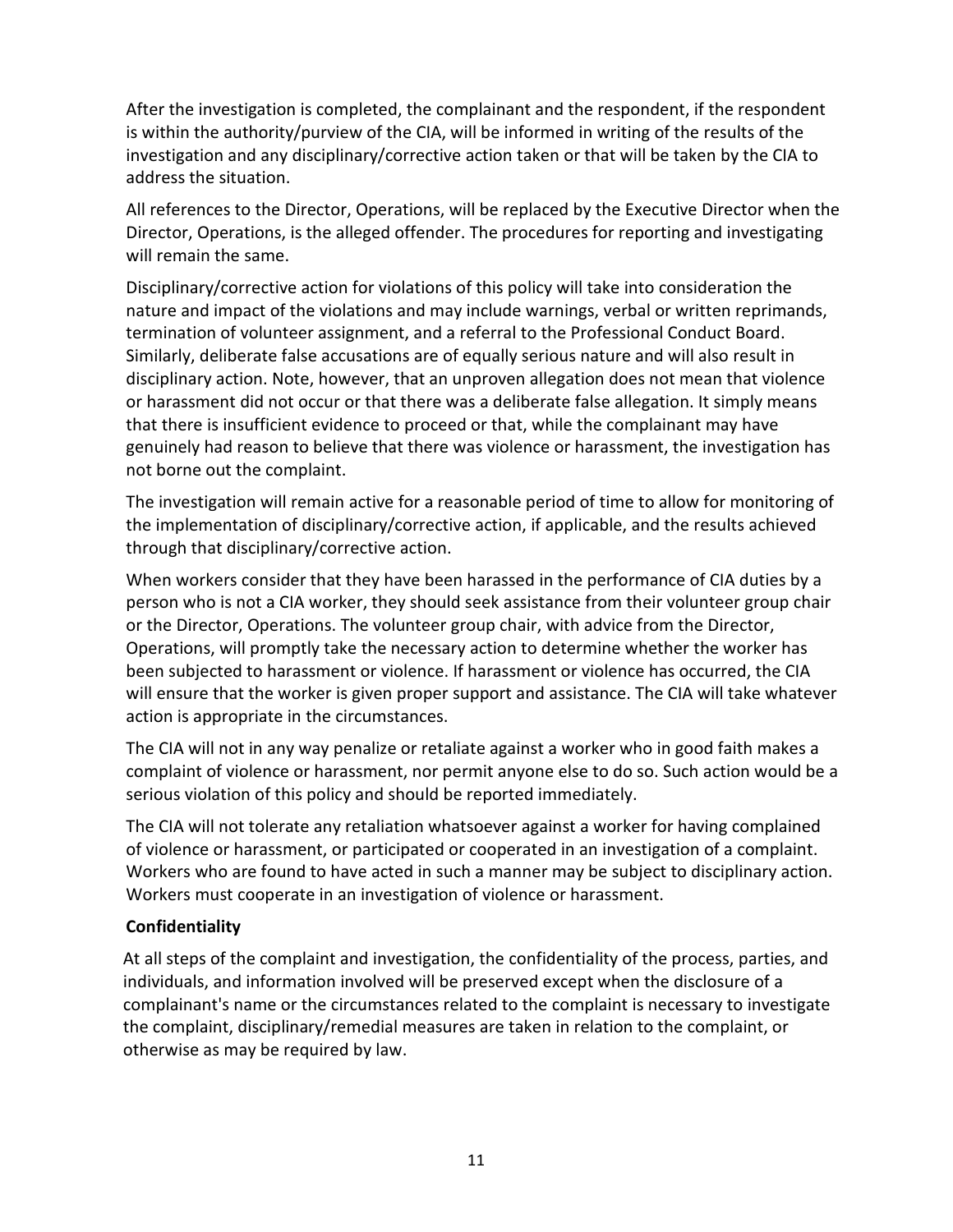After the investigation is completed, the complainant and the respondent, if the respondent is within the authority/purview of the CIA, will be informed in writing of the results of the investigation and any disciplinary/corrective action taken or that will be taken by the CIA to address the situation.

All references to the Director, Operations, will be replaced by the Executive Director when the Director, Operations, is the alleged offender. The procedures for reporting and investigating will remain the same.

Disciplinary/corrective action for violations of this policy will take into consideration the nature and impact of the violations and may include warnings, verbal or written reprimands, termination of volunteer assignment, and a referral to the Professional Conduct Board. Similarly, deliberate false accusations are of equally serious nature and will also result in disciplinary action. Note, however, that an unproven allegation does not mean that violence or harassment did not occur or that there was a deliberate false allegation. It simply means that there is insufficient evidence to proceed or that, while the complainant may have genuinely had reason to believe that there was violence or harassment, the investigation has not borne out the complaint.

The investigation will remain active for a reasonable period of time to allow for monitoring of the implementation of disciplinary/corrective action, if applicable, and the results achieved through that disciplinary/corrective action.

When workers consider that they have been harassed in the performance of CIA duties by a person who is not a CIA worker, they should seek assistance from their volunteer group chair or the Director, Operations. The volunteer group chair, with advice from the Director, Operations, will promptly take the necessary action to determine whether the worker has been subjected to harassment or violence. If harassment or violence has occurred, the CIA will ensure that the worker is given proper support and assistance. The CIA will take whatever action is appropriate in the circumstances.

The CIA will not in any way penalize or retaliate against a worker who in good faith makes a complaint of violence or harassment, nor permit anyone else to do so. Such action would be a serious violation of this policy and should be reported immediately.

The CIA will not tolerate any retaliation whatsoever against a worker for having complained of violence or harassment, or participated or cooperated in an investigation of a complaint. Workers who are found to have acted in such a manner may be subject to disciplinary action. Workers must cooperate in an investigation of violence or harassment.

**Confidentiality**

At all steps of the complaint and investigation, the confidentiality of the process, parties, and individuals, and information involved will be preserved except when the disclosure of a complainant's name or the circumstances related to the complaint is necessary to investigate the complaint, disciplinary/remedial measures are taken in relation to the complaint, or otherwise as may be required by law.